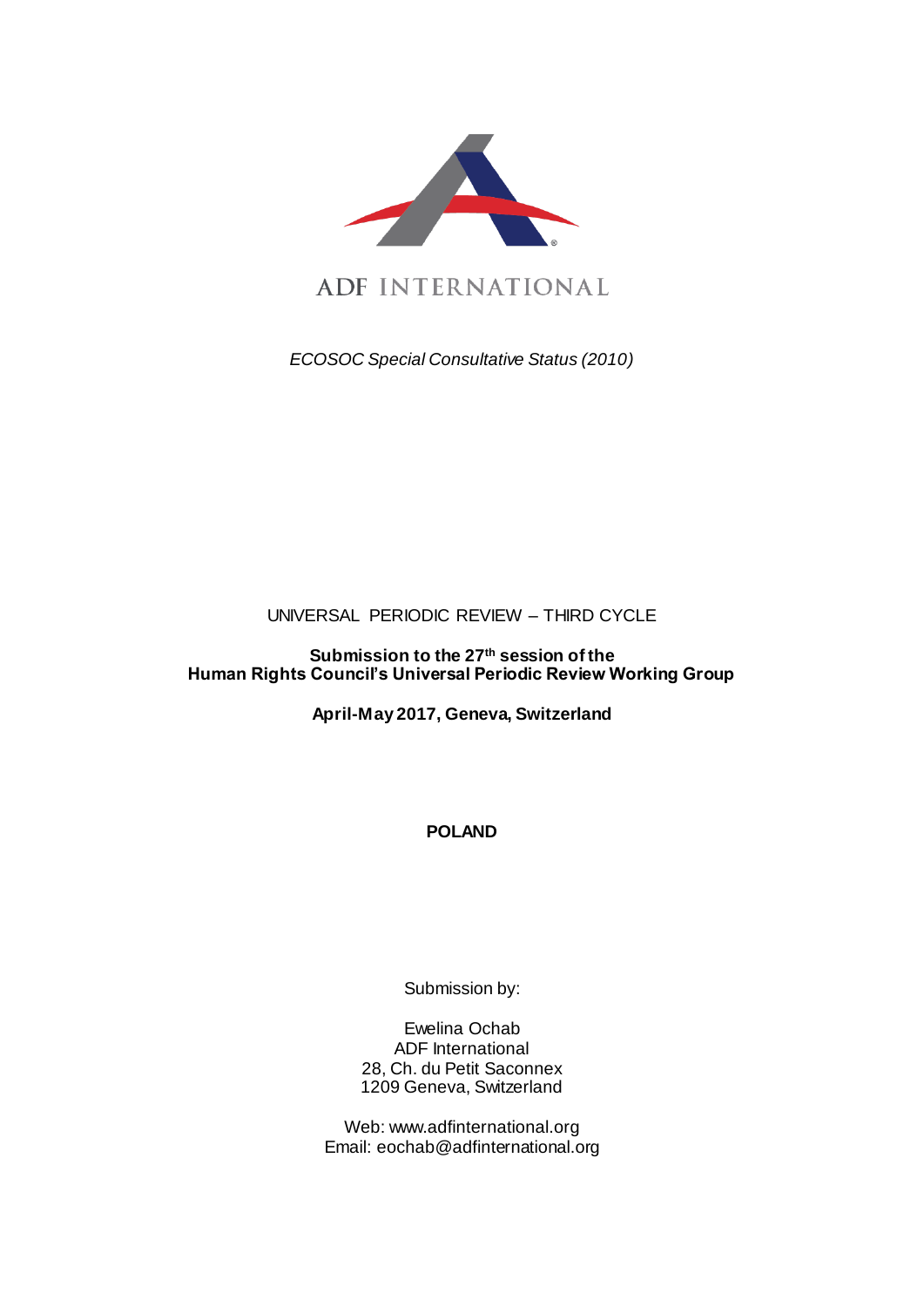ADF INTERNATIONAL

*ECOSOC Special Consultative Status (2010)*

UNIVERSAL PERIODIC REVIEW – THIRD CYCLE

**Submission to the 27th session of the Human Rights Council's Universal Periodic Review Working Group**

**April-May 2017, Geneva, Switzerland**

**POLAND**

Submission by:

Ewelina Ochab
ADF International
28, Ch. du Petit Saconnex
1209 Geneva, Switzerland

Web: www.adfinternational.org
Email: eochab@adfinternational.org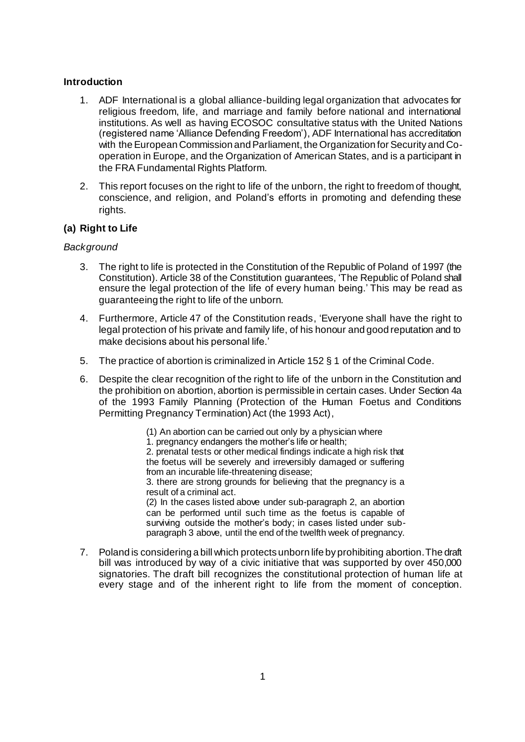### Introduction

1. ADF International is a global alliance-building legal organization that advocates for religious freedom, life, and marriage and family before national and international institutions. As well as having ECOSOC consultative status with the United Nations (registered name 'Alliance Defending Freedom'), ADF International has accreditation with the European Commission and Parliament, the Organization for Security and Co-operation in Europe, and the Organization of American States, and is a participant in the FRA Fundamental Rights Platform.

2. This report focuses on the right to life of the unborn, the right to freedom of thought, conscience, and religion, and Poland's efforts in promoting and defending these rights.

### (a) Right to Life

*Background*

3. The right to life is protected in the Constitution of the Republic of Poland of 1997 (the Constitution). Article 38 of the Constitution guarantees, 'The Republic of Poland shall ensure the legal protection of the life of every human being.' This may be read as guaranteeing the right to life of the unborn.

4. Furthermore, Article 47 of the Constitution reads, 'Everyone shall have the right to legal protection of his private and family life, of his honour and good reputation and to make decisions about his personal life.'

5. The practice of abortion is criminalized in Article 152 § 1 of the Criminal Code.

6. Despite the clear recognition of the right to life of the unborn in the Constitution and the prohibition on abortion, abortion is permissible in certain cases. Under Section 4a of the 1993 Family Planning (Protection of the Human Foetus and Conditions Permitting Pregnancy Termination) Act (the 1993 Act),

   > (1) An abortion can be carried out only by a physician where
   > 1. pregnancy endangers the mother's life or health;
   > 2. prenatal tests or other medical findings indicate a high risk that the foetus will be severely and irreversibly damaged or suffering from an incurable life-threatening disease;
   > 3. there are strong grounds for believing that the pregnancy is a result of a criminal act.
   > (2) In the cases listed above under sub-paragraph 2, an abortion can be performed until such time as the foetus is capable of surviving outside the mother's body; in cases listed under sub-paragraph 3 above, until the end of the twelfth week of pregnancy.

7. Poland is considering a bill which protects unborn life by prohibiting abortion. The draft bill was introduced by way of a civic initiative that was supported by over 450,000 signatories. The draft bill recognizes the constitutional protection of human life at every stage and of the inherent right to life from the moment of conception.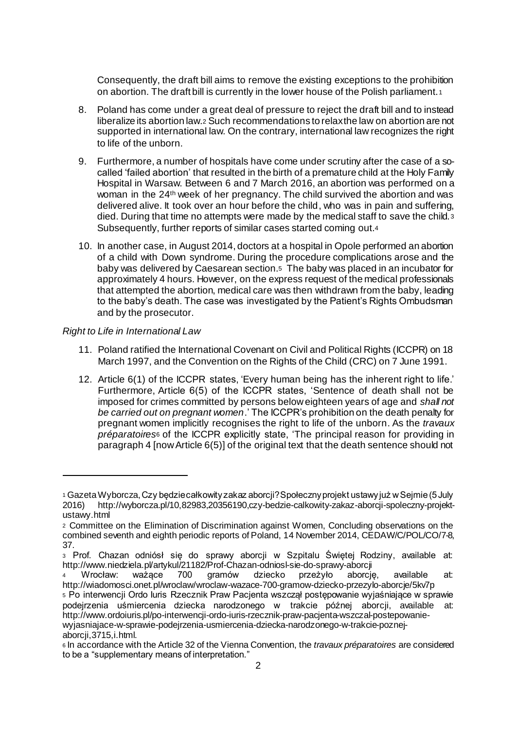Consequently, the draft bill aims to remove the existing exceptions to the prohibition on abortion. The draft bill is currently in the lower house of the Polish parliament.[1]

8. Poland has come under a great deal of pressure to reject the draft bill and to instead liberalize its abortion law.[2] Such recommendations to relax the law on abortion are not supported in international law. On the contrary, international law recognizes the right to life of the unborn.

9. Furthermore, a number of hospitals have come under scrutiny after the case of a so-called 'failed abortion' that resulted in the birth of a premature child at the Holy Family Hospital in Warsaw. Between 6 and 7 March 2016, an abortion was performed on a woman in the 24th week of her pregnancy. The child survived the abortion and was delivered alive. It took over an hour before the child, who was in pain and suffering, died. During that time no attempts were made by the medical staff to save the child.[3] Subsequently, further reports of similar cases started coming out.[4]

10. In another case, in August 2014, doctors at a hospital in Opole performed an abortion of a child with Down syndrome. During the procedure complications arose and the baby was delivered by Caesarean section.[5] The baby was placed in an incubator for approximately 4 hours. However, on the express request of the medical professionals that attempted the abortion, medical care was then withdrawn from the baby, leading to the baby's death. The case was investigated by the Patient's Rights Ombudsman and by the prosecutor.

*Right to Life in International Law*

11. Poland ratified the International Covenant on Civil and Political Rights (ICCPR) on 18 March 1997, and the Convention on the Rights of the Child (CRC) on 7 June 1991.

12. Article 6(1) of the ICCPR states, 'Every human being has the inherent right to life.' Furthermore, Article 6(5) of the ICCPR states, 'Sentence of death shall not be imposed for crimes committed by persons below eighteen years of age and *shall not be carried out on pregnant women*.' The ICCPR's prohibition on the death penalty for pregnant women implicitly recognises the right to life of the unborn. As the *travaux préparatoires*[6] of the ICCPR explicitly state, 'The principal reason for providing in paragraph 4 [now Article 6(5)] of the original text that the death sentence should not

---

[1] Gazeta Wyborcza, Czy będzie całkowity zakaz aborcji? Społeczny projekt ustawy już w Sejmie (5 July 2016) http://wyborcza.pl/10,82983,20356190,czy-bedzie-calkowity-zakaz-aborcji-spoleczny-projekt-ustawy.html

[2] Committee on the Elimination of Discrimination against Women, Concluding observations on the combined seventh and eighth periodic reports of Poland, 14 November 2014, CEDAW/C/POL/CO/7-8, 37.

[3] Prof. Chazan odniósł się do sprawy aborcji w Szpitalu Świętej Rodziny, available at: http://www.niedziela.pl/artykul/21182/Prof-Chazan-odniosl-sie-do-sprawy-aborcji

[4] Wrocław: ważące 700 gramów dziecko przeżyło aborcję, available at: http://wiadomosci.onet.pl/wroclaw/wroclaw-wazace-700-gramow-dziecko-przezylo-aborcje/5kv7p

[5] Po interwencji Ordo Iuris Rzecznik Praw Pacjenta wszczął postępowanie wyjaśniające w sprawie podejrzenia uśmiercenia dziecka narodzonego w trakcie późnej aborcji, available at: http://www.ordoiuris.pl/po-interwencji-ordo-iuris-rzecznik-praw-pacjenta-wszczal-postepowanie-wyjasniajace-w-sprawie-podejrzenia-usmiercenia-dziecka-narodzonego-w-trakcie-poznej-aborcji,3715,i.html.

[6] In accordance with the Article 32 of the Vienna Convention, the *travaux préparatoires* are considered to be a "supplementary means of interpretation."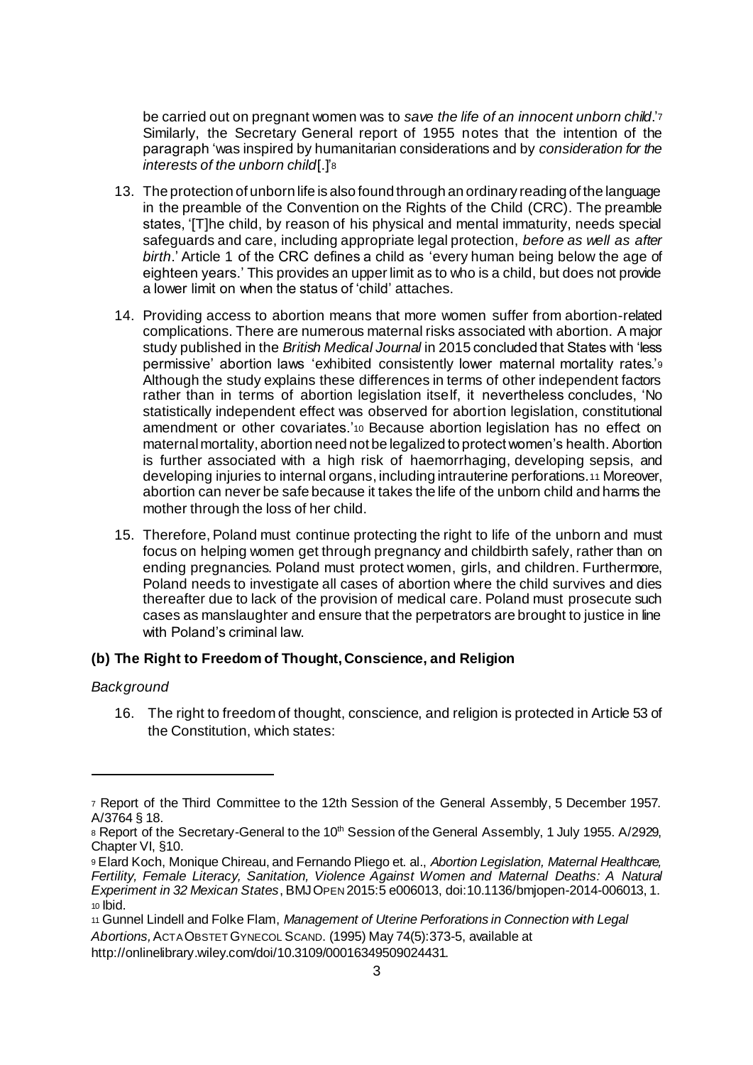be carried out on pregnant women was to *save the life of an innocent unborn child*.'[7] Similarly, the Secretary General report of 1955 notes that the intention of the paragraph 'was inspired by humanitarian considerations and by *consideration for the interests of the unborn child*[.]'[8]

13. The protection of unborn life is also found through an ordinary reading of the language in the preamble of the Convention on the Rights of the Child (CRC). The preamble states, '[T]he child, by reason of his physical and mental immaturity, needs special safeguards and care, including appropriate legal protection, *before as well as after birth*.' Article 1 of the CRC defines a child as 'every human being below the age of eighteen years.' This provides an upper limit as to who is a child, but does not provide a lower limit on when the status of 'child' attaches.

14. Providing access to abortion means that more women suffer from abortion-related complications. There are numerous maternal risks associated with abortion. A major study published in the *British Medical Journal* in 2015 concluded that States with 'less permissive' abortion laws 'exhibited consistently lower maternal mortality rates.'[9] Although the study explains these differences in terms of other independent factors rather than in terms of abortion legislation itself, it nevertheless concludes, 'No statistically independent effect was observed for abortion legislation, constitutional amendment or other covariates.'[10] Because abortion legislation has no effect on maternal mortality, abortion need not be legalized to protect women's health. Abortion is further associated with a high risk of haemorrhaging, developing sepsis, and developing injuries to internal organs, including intrauterine perforations.[11] Moreover, abortion can never be safe because it takes the life of the unborn child and harms the mother through the loss of her child.

15. Therefore, Poland must continue protecting the right to life of the unborn and must focus on helping women get through pregnancy and childbirth safely, rather than on ending pregnancies. Poland must protect women, girls, and children. Furthermore, Poland needs to investigate all cases of abortion where the child survives and dies thereafter due to lack of the provision of medical care. Poland must prosecute such cases as manslaughter and ensure that the perpetrators are brought to justice in line with Poland's criminal law.

**(b) The Right to Freedom of Thought, Conscience, and Religion**

*Background*

16. The right to freedom of thought, conscience, and religion is protected in Article 53 of the Constitution, which states:

---

[7] Report of the Third Committee to the 12th Session of the General Assembly, 5 December 1957. A/3764 § 18.

[8] Report of the Secretary-General to the 10th Session of the General Assembly, 1 July 1955. A/2929, Chapter VI, §10.

[9] Elard Koch, Monique Chireau, and Fernando Pliego et. al., *Abortion Legislation, Maternal Healthcare, Fertility, Female Literacy, Sanitation, Violence Against Women and Maternal Deaths: A Natural Experiment in 32 Mexican States*, BMJ OPEN 2015:5 e006013, doi:10.1136/bmjopen-2014-006013, 1.

[10] Ibid.

[11] Gunnel Lindell and Folke Flam, *Management of Uterine Perforations in Connection with Legal Abortions,* ACTA OBSTET GYNECOL SCAND. (1995) May 74(5):373-5, available at http://onlinelibrary.wiley.com/doi/10.3109/00016349509024431.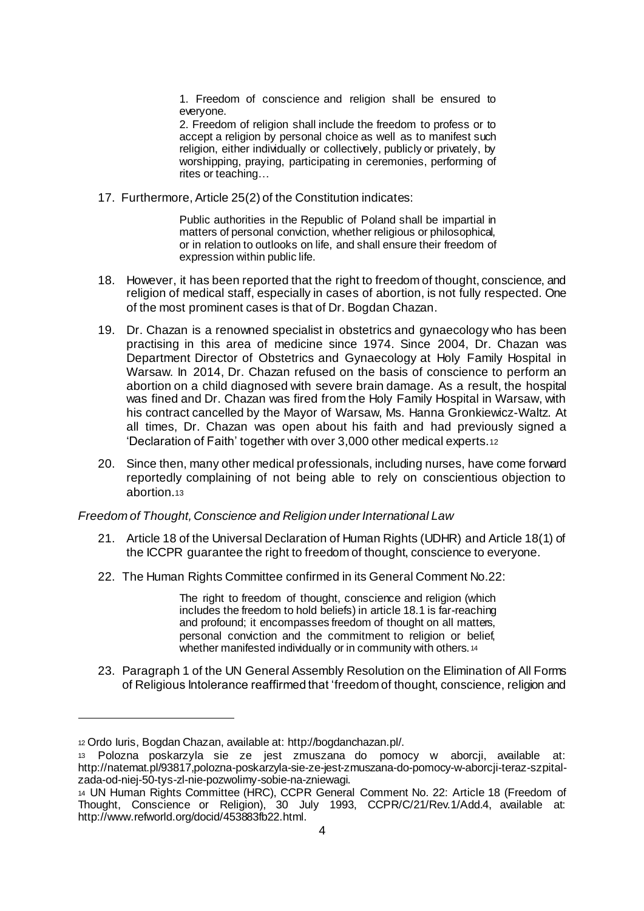> 1. Freedom of conscience and religion shall be ensured to everyone.
> 2. Freedom of religion shall include the freedom to profess or to accept a religion by personal choice as well as to manifest such religion, either individually or collectively, publicly or privately, by worshipping, praying, participating in ceremonies, performing of rites or teaching…

17. Furthermore, Article 25(2) of the Constitution indicates:

> Public authorities in the Republic of Poland shall be impartial in matters of personal conviction, whether religious or philosophical, or in relation to outlooks on life, and shall ensure their freedom of expression within public life.

18. However, it has been reported that the right to freedom of thought, conscience, and religion of medical staff, especially in cases of abortion, is not fully respected. One of the most prominent cases is that of Dr. Bogdan Chazan.

19. Dr. Chazan is a renowned specialist in obstetrics and gynaecology who has been practising in this area of medicine since 1974. Since 2004, Dr. Chazan was Department Director of Obstetrics and Gynaecology at Holy Family Hospital in Warsaw. In 2014, Dr. Chazan refused on the basis of conscience to perform an abortion on a child diagnosed with severe brain damage. As a result, the hospital was fined and Dr. Chazan was fired from the Holy Family Hospital in Warsaw, with his contract cancelled by the Mayor of Warsaw, Ms. Hanna Gronkiewicz-Waltz. At all times, Dr. Chazan was open about his faith and had previously signed a 'Declaration of Faith' together with over 3,000 other medical experts.[12]

20. Since then, many other medical professionals, including nurses, have come forward reportedly complaining of not being able to rely on conscientious objection to abortion.[13]

*Freedom of Thought, Conscience and Religion under International Law*

21. Article 18 of the Universal Declaration of Human Rights (UDHR) and Article 18(1) of the ICCPR guarantee the right to freedom of thought, conscience to everyone.

22. The Human Rights Committee confirmed in its General Comment No.22:

> The right to freedom of thought, conscience and religion (which includes the freedom to hold beliefs) in article 18.1 is far-reaching and profound; it encompasses freedom of thought on all matters, personal conviction and the commitment to religion or belief, whether manifested individually or in community with others.[14]

23. Paragraph 1 of the UN General Assembly Resolution on the Elimination of All Forms of Religious Intolerance reaffirmed that 'freedom of thought, conscience, religion and

---

[12] Ordo Iuris, Bogdan Chazan, available at: http://bogdanchazan.pl/.

[13] Polozna poskarzyla sie ze jest zmuszana do pomocy w aborcji, available at: http://natemat.pl/93817,polozna-poskarzyla-sie-ze-jest-zmuszana-do-pomocy-w-aborcji-teraz-szpital-zada-od-niej-50-tys-zl-nie-pozwolimy-sobie-na-zniewagi.

[14] UN Human Rights Committee (HRC), CCPR General Comment No. 22: Article 18 (Freedom of Thought, Conscience or Religion), 30 July 1993, CCPR/C/21/Rev.1/Add.4, available at: http://www.refworld.org/docid/453883fb22.html.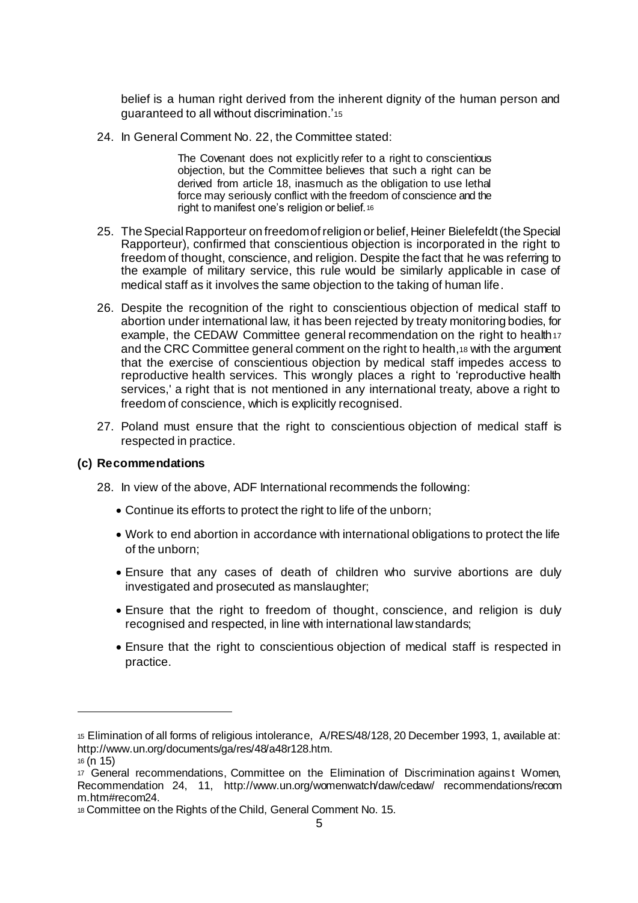belief is a human right derived from the inherent dignity of the human person and guaranteed to all without discrimination.'[15]

24. In General Comment No. 22, the Committee stated:

> The Covenant does not explicitly refer to a right to conscientious objection, but the Committee believes that such a right can be derived from article 18, inasmuch as the obligation to use lethal force may seriously conflict with the freedom of conscience and the right to manifest one's religion or belief.[16]

25. The Special Rapporteur on freedom of religion or belief, Heiner Bielefeldt (the Special Rapporteur), confirmed that conscientious objection is incorporated in the right to freedom of thought, conscience, and religion. Despite the fact that he was referring to the example of military service, this rule would be similarly applicable in case of medical staff as it involves the same objection to the taking of human life.

26. Despite the recognition of the right to conscientious objection of medical staff to abortion under international law, it has been rejected by treaty monitoring bodies, for example, the CEDAW Committee general recommendation on the right to health[17] and the CRC Committee general comment on the right to health,[18] with the argument that the exercise of conscientious objection by medical staff impedes access to reproductive health services. This wrongly places a right to 'reproductive health services,' a right that is not mentioned in any international treaty, above a right to freedom of conscience, which is explicitly recognised.

27. Poland must ensure that the right to conscientious objection of medical staff is respected in practice.

### (c) Recommendations

28. In view of the above, ADF International recommends the following:

- Continue its efforts to protect the right to life of the unborn;
- Work to end abortion in accordance with international obligations to protect the life of the unborn;
- Ensure that any cases of death of children who survive abortions are duly investigated and prosecuted as manslaughter;
- Ensure that the right to freedom of thought, conscience, and religion is duly recognised and respected, in line with international law standards;
- Ensure that the right to conscientious objection of medical staff is respected in practice.

---

[15] Elimination of all forms of religious intolerance, A/RES/48/128, 20 December 1993, 1, available at: http://www.un.org/documents/ga/res/48/a48r128.htm.

[16] (n 15)

[17] General recommendations, Committee on the Elimination of Discrimination against Women, Recommendation 24, 11, http://www.un.org/womenwatch/daw/cedaw/ recommendations/recomm.htm#recom24.

[18] Committee on the Rights of the Child, General Comment No. 15.